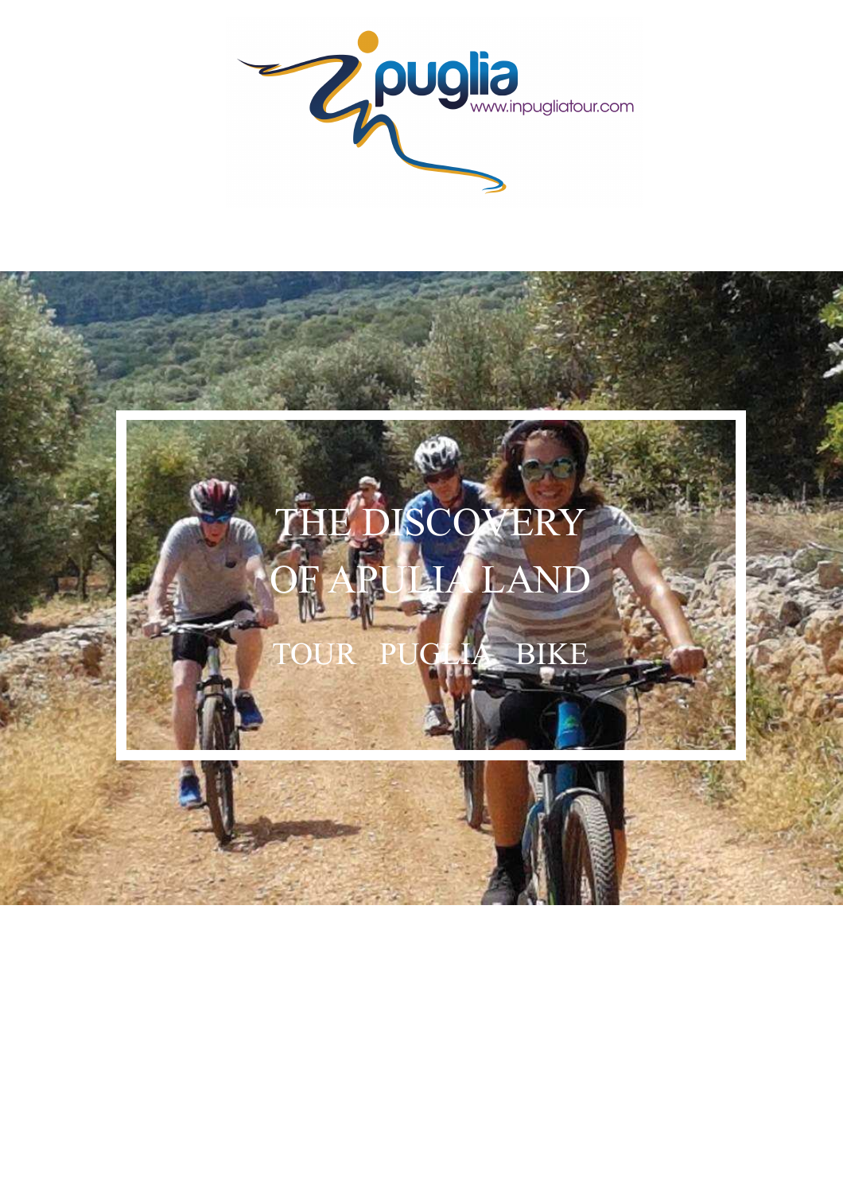inpuglia

www.inpugliatour.com

# THE DISCOVERY OF APULIA LAND

## TOUR PUGLIA BIKE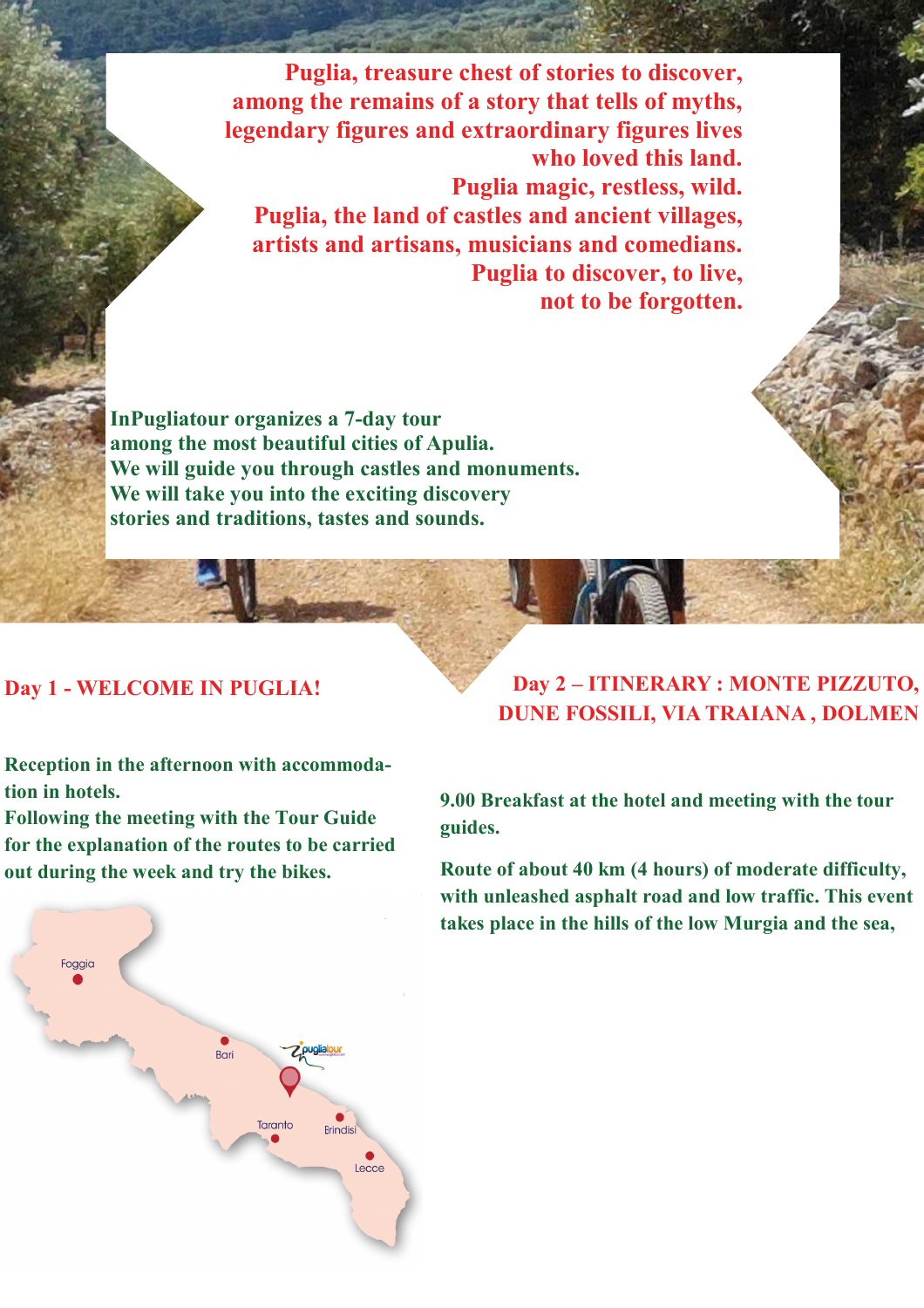**Puglia, treasure chest of stories to discover, among the remains of a story that tells of myths, legendary figures and extraordinary figures lives who loved this land.**
**Puglia magic, restless, wild.**
**Puglia, the land of castles and ancient villages, artists and artisans, musicians and comedians.**
**Puglia to discover, to live, not to be forgotten.**

**InPugliatour organizes a 7-day tour among the most beautiful cities of Apulia.**
**We will guide you through castles and monuments.**
**We will take you into the exciting discovery stories and traditions, tastes and sounds.**

## Day 1 - WELCOME IN PUGLIA!

**Reception in the afternoon with accommodation in hotels.**
**Following the meeting with the Tour Guide for the explanation of the routes to be carried out during the week and try the bikes.**

Foggia

Bari

Taranto

Brindisi

Lecce

## Day 2 – ITINERARY : MONTE PIZZUTO, DUNE FOSSILI, VIA TRAIANA , DOLMEN

**9.00 Breakfast at the hotel and meeting with the tour guides.**

**Route of about 40 km (4 hours) of moderate difficulty, with unleashed asphalt road and low traffic. This event takes place in the hills of the low Murgia and the sea,**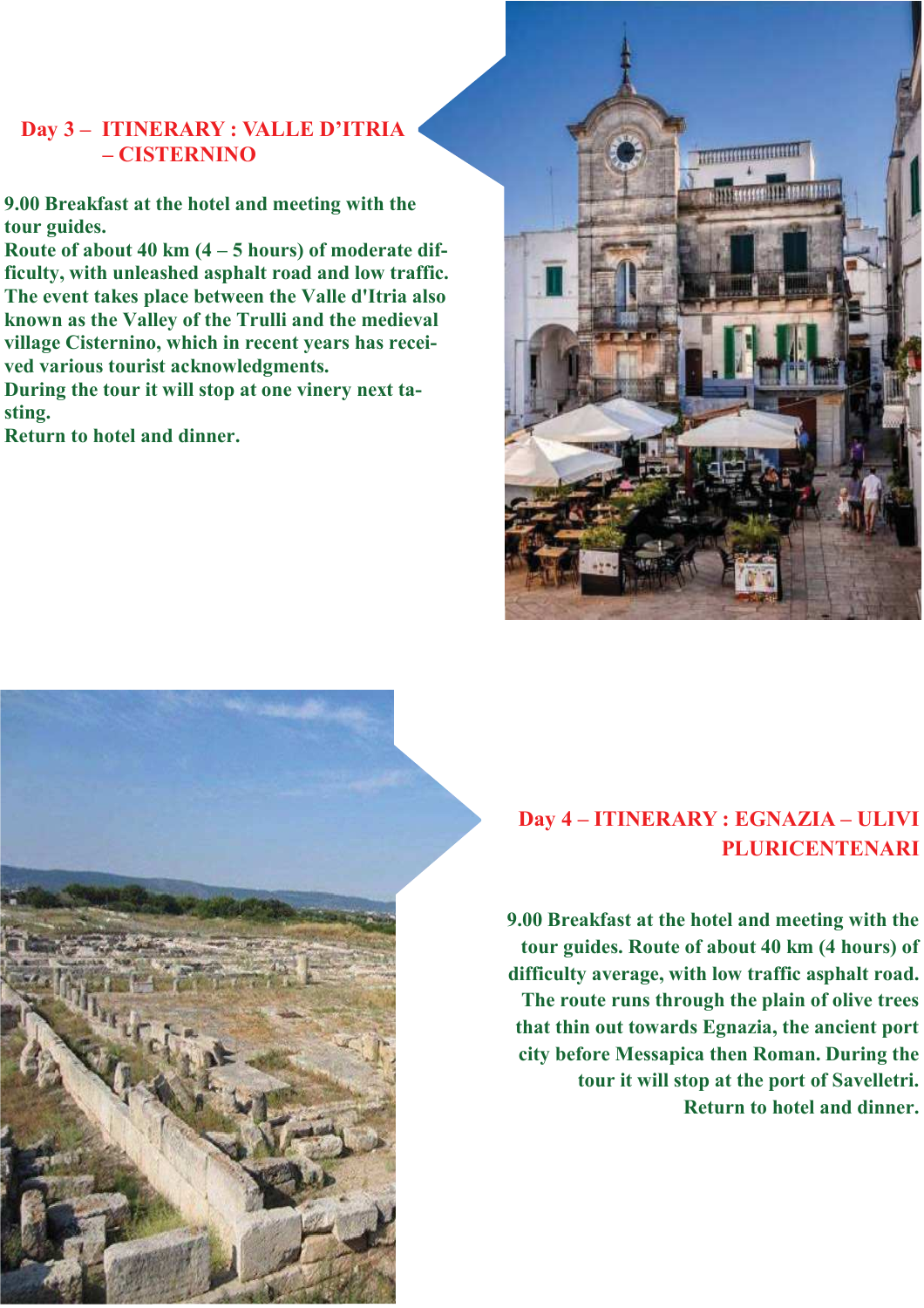## Day 3 – ITINERARY : VALLE D'ITRIA – CISTERNINO

9.00 Breakfast at the hotel and meeting with the tour guides.
Route of about 40 km (4 – 5 hours) of moderate difficulty, with unleashed asphalt road and low traffic. The event takes place between the Valle d'Itria also known as the Valley of the Trulli and the medieval village Cisternino, which in recent years has received various tourist acknowledgments.
During the tour it will stop at one vinery next tasting.
Return to hotel and dinner.

## Day 4 – ITINERARY : EGNAZIA – ULIVI PLURICENTENARI

9.00 Breakfast at the hotel and meeting with the tour guides. Route of about 40 km (4 hours) of difficulty average, with low traffic asphalt road. The route runs through the plain of olive trees that thin out towards Egnazia, the ancient port city before Messapica then Roman. During the tour it will stop at the port of Savelletri.
Return to hotel and dinner.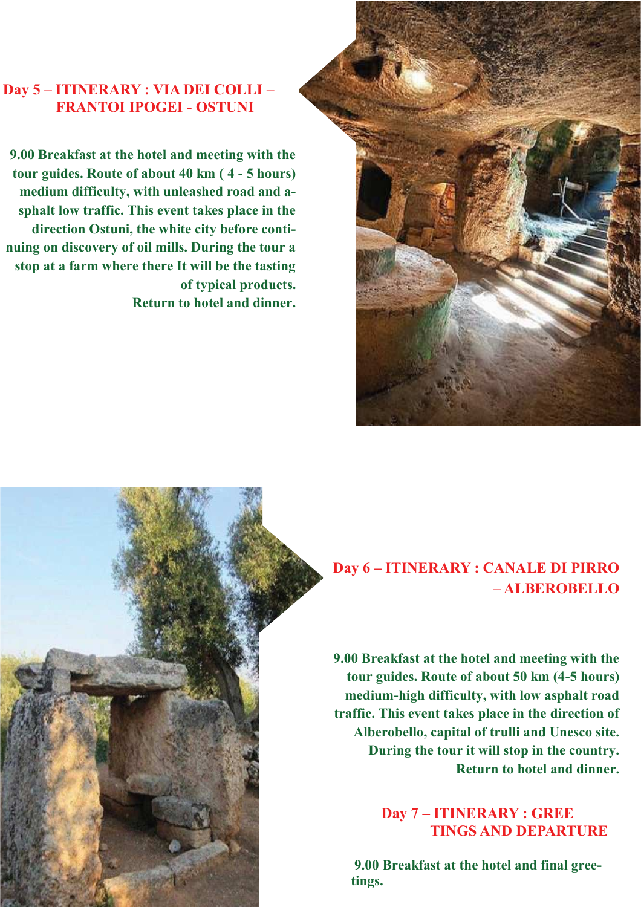## Day 5 – ITINERARY : VIA DEI COLLI – FRANTOI IPOGEI - OSTUNI

**9.00 Breakfast at the hotel and meeting with the tour guides. Route of about 40 km ( 4 - 5 hours) medium difficulty, with unleashed road and asphalt low traffic. This event takes place in the direction Ostuni, the white city before continuing on discovery of oil mills. During the tour a stop at a farm where there It will be the tasting of typical products.**
**Return to hotel and dinner.**

## Day 6 – ITINERARY : CANALE DI PIRRO – ALBEROBELLO

**9.00 Breakfast at the hotel and meeting with the tour guides. Route of about 50 km (4-5 hours) medium-high difficulty, with low asphalt road traffic. This event takes place in the direction of Alberobello, capital of trulli and Unesco site. During the tour it will stop in the country.**
**Return to hotel and dinner.**

## Day 7 – ITINERARY : GREETINGS AND DEPARTURE

**9.00 Breakfast at the hotel and final greetings.**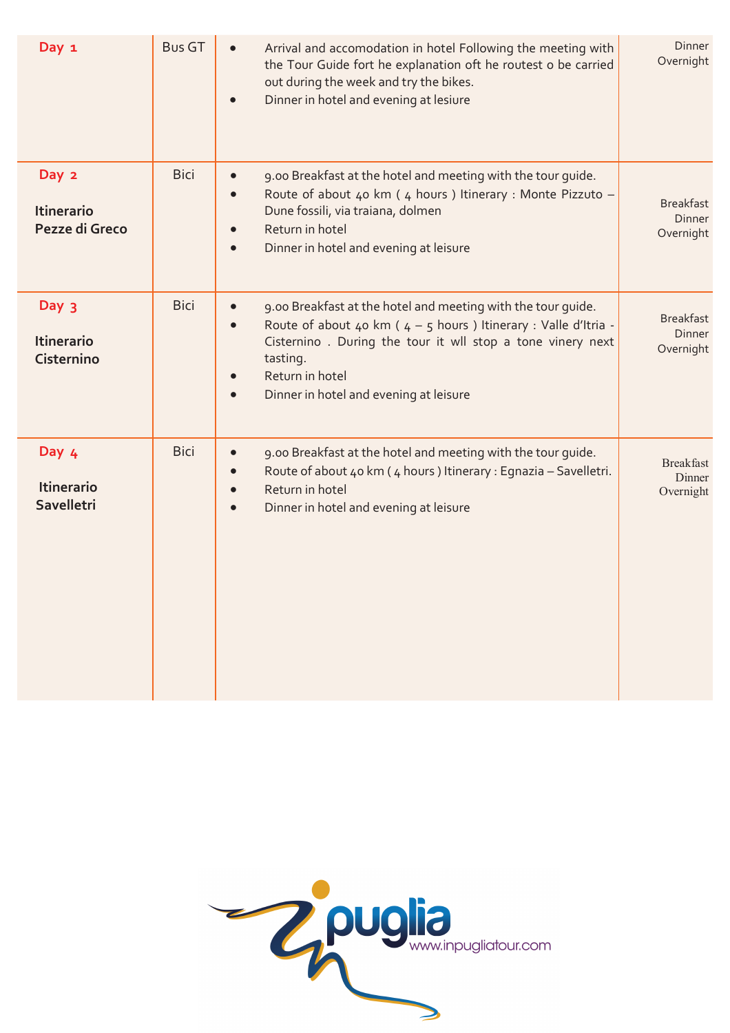| Day | Transport | Program | Meals |
|---|---|---|---|
| **Day 1** | Bus GT | • Arrival and accomodation in hotel Following the meeting with the Tour Guide fort he explanation oft he routest o be carried out during the week and try the bikes.<br>• Dinner in hotel and evening at lesiure | Dinner<br>Overnight |
| **Day 2**<br><br>**Itinerario Pezze di Greco** | Bici | • 9.00 Breakfast at the hotel and meeting with the tour guide.<br>• Route of about 40 km ( 4 hours ) Itinerary : Monte Pizzuto – Dune fossili, via traiana, dolmen<br>• Return in hotel<br>• Dinner in hotel and evening at leisure | Breakfast<br>Dinner<br>Overnight |
| **Day 3**<br><br>**Itinerario Cisternino** | Bici | • 9.00 Breakfast at the hotel and meeting with the tour guide.<br>• Route of about 40 km ( 4 – 5 hours ) Itinerary : Valle d'Itria - Cisternino . During the tour it wll stop a tone vinery next tasting.<br>• Return in hotel<br>• Dinner in hotel and evening at leisure | Breakfast<br>Dinner<br>Overnight |
| **Day 4**<br><br>**Itinerario Savelletri** | Bici | • 9.00 Breakfast at the hotel and meeting with the tour guide.<br>• Route of about 40 km ( 4 hours ) Itinerary : Egnazia – Savelletri.<br>• Return in hotel<br>• Dinner in hotel and evening at leisure | Breakfast<br>Dinner<br>Overnight |

inpuglia
www.inpugliatour.com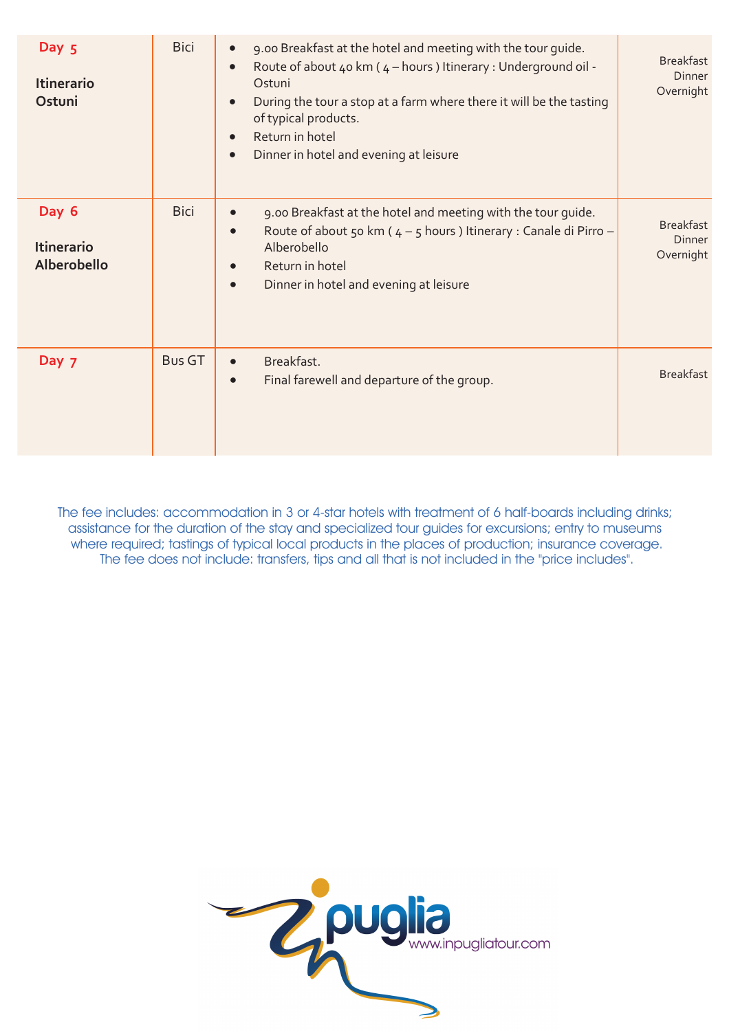| | | | |
|---|---|---|---|
| **Day 5**<br><br>**Itinerario Ostuni** | Bici | • 9.00 Breakfast at the hotel and meeting with the tour guide.<br>• Route of about 40 km ( 4 – hours ) Itinerary : Underground oil - Ostuni<br>• During the tour a stop at a farm where there it will be the tasting of typical products.<br>• Return in hotel<br>• Dinner in hotel and evening at leisure | Breakfast<br>Dinner<br>Overnight |
| **Day 6**<br><br>**Itinerario Alberobello** | Bici | • 9.00 Breakfast at the hotel and meeting with the tour guide.<br>• Route of about 50 km ( 4 – 5 hours ) Itinerary : Canale di Pirro – Alberobello<br>• Return in hotel<br>• Dinner in hotel and evening at leisure | Breakfast<br>Dinner<br>Overnight |
| **Day 7** | Bus GT | • Breakfast.<br>• Final farewell and departure of the group. | Breakfast |

The fee includes: accommodation in 3 or 4-star hotels with treatment of 6 half-boards including drinks; assistance for the duration of the stay and specialized tour guides for excursions; entry to museums where required; tastings of typical local products in the places of production; insurance coverage.
The fee does not include: transfers, tips and all that is not included in the "price includes".

puglia
www.inpugliatour.com